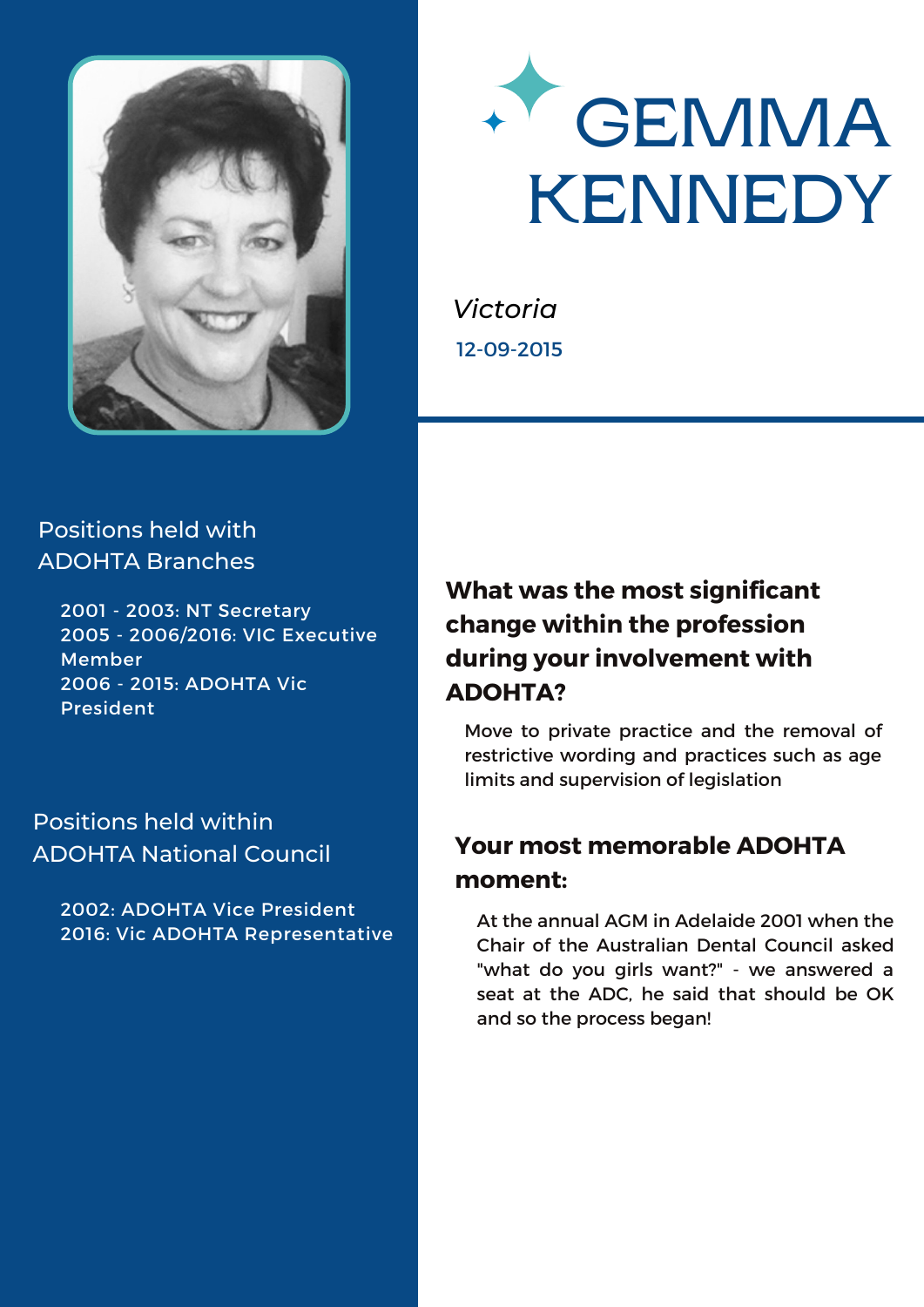# GEMMA KENNEDY

*Victoria*

12-09-2015

## Positions held with ADOHTA Branches

2001 - 2003: NT Secretary
2005 - 2006/2016: VIC Executive Member
2006 - 2015: ADOHTA Vic President

## Positions held within ADOHTA National Council

2002: ADOHTA Vice President
2016: Vic ADOHTA Representative

## What was the most significant change within the profession during your involvement with ADOHTA?

Move to private practice and the removal of restrictive wording and practices such as age limits and supervision of legislation

## Your most memorable ADOHTA moment:

At the annual AGM in Adelaide 2001 when the Chair of the Australian Dental Council asked "what do you girls want?" - we answered a seat at the ADC, he said that should be OK and so the process began!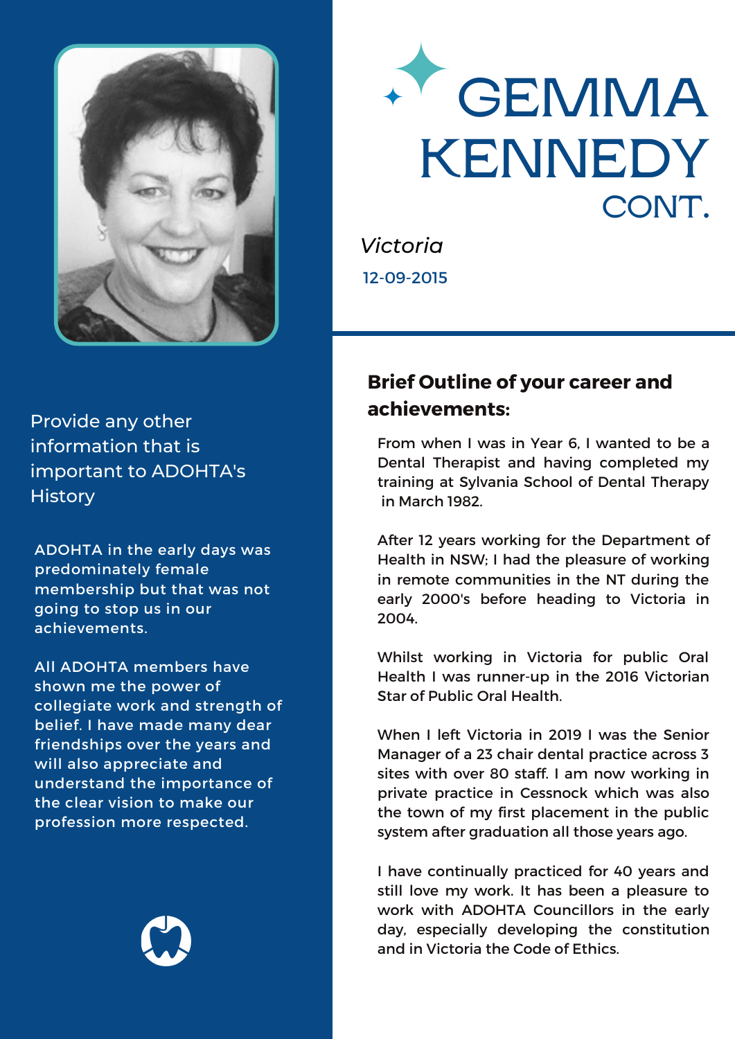# GEMMA KENNEDY CONT.

*Victoria*

12-09-2015

## Brief Outline of your career and achievements:

From when I was in Year 6, I wanted to be a Dental Therapist and having completed my training at Sylvania School of Dental Therapy in March 1982.

After 12 years working for the Department of Health in NSW; I had the pleasure of working in remote communities in the NT during the early 2000's before heading to Victoria in 2004.

Whilst working in Victoria for public Oral Health I was runner-up in the 2016 Victorian Star of Public Oral Health.

When I left Victoria in 2019 I was the Senior Manager of a 23 chair dental practice across 3 sites with over 80 staff. I am now working in private practice in Cessnock which was also the town of my first placement in the public system after graduation all those years ago.

I have continually practiced for 40 years and still love my work. It has been a pleasure to work with ADOHTA Councillors in the early day, especially developing the constitution and in Victoria the Code of Ethics.

## Provide any other information that is important to ADOHTA's History

ADOHTA in the early days was predominately female membership but that was not going to stop us in our achievements.

All ADOHTA members have shown me the power of collegiate work and strength of belief. I have made many dear friendships over the years and will also appreciate and understand the importance of the clear vision to make our profession more respected.